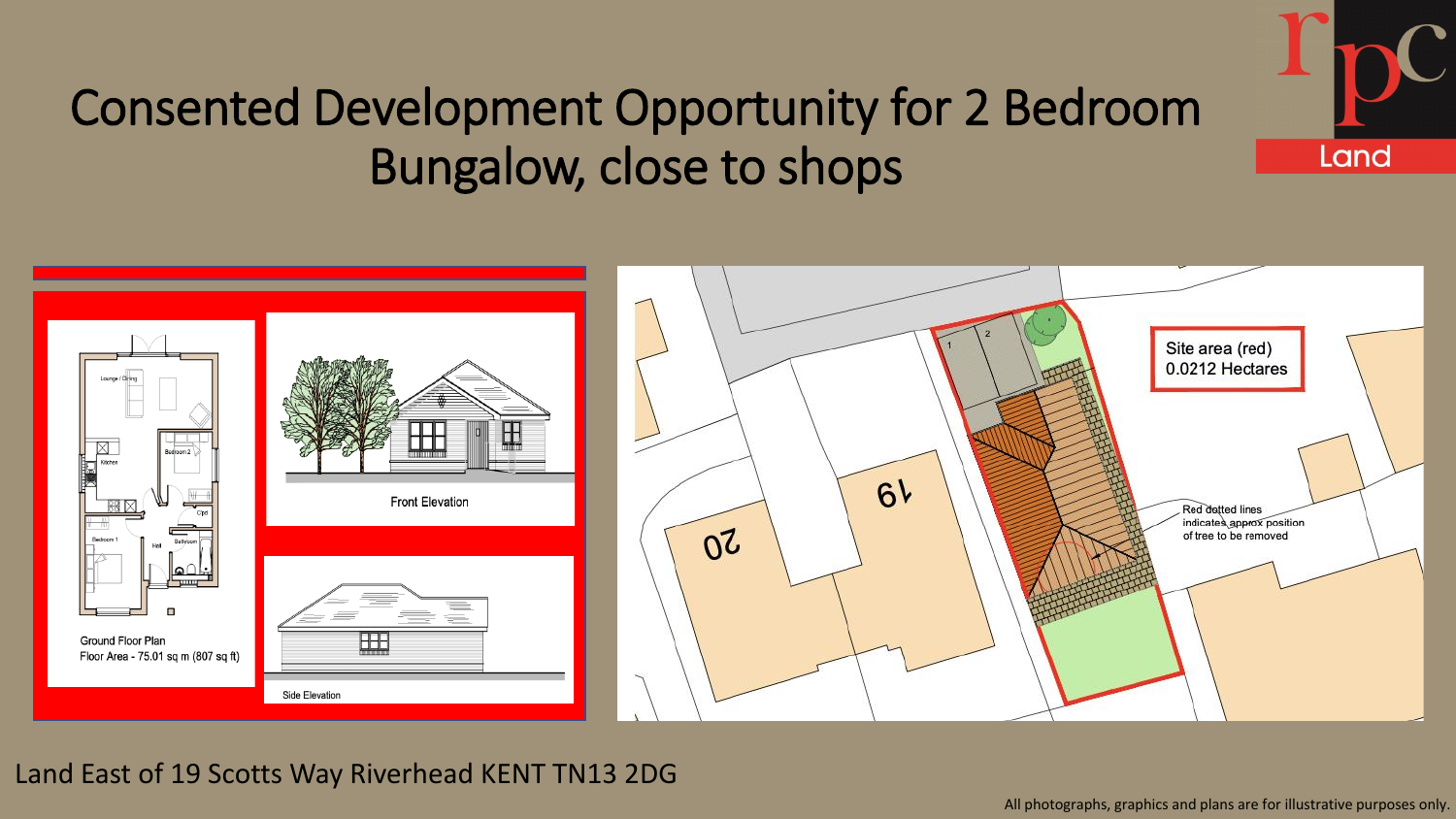# Consented Development Opportunity for 2 Bedroom Bungalow, close to shops

Ground Floor Plan
Floor Area - 75.01 sq m (807 sq ft)

Front Elevation

Side Elevation

Site area (red)
0.0212 Hectares

Red dotted lines indicates approx position of tree to be removed

Land East of 19 Scotts Way Riverhead KENT TN13 2DG

All photographs, graphics and plans are for illustrative purposes only.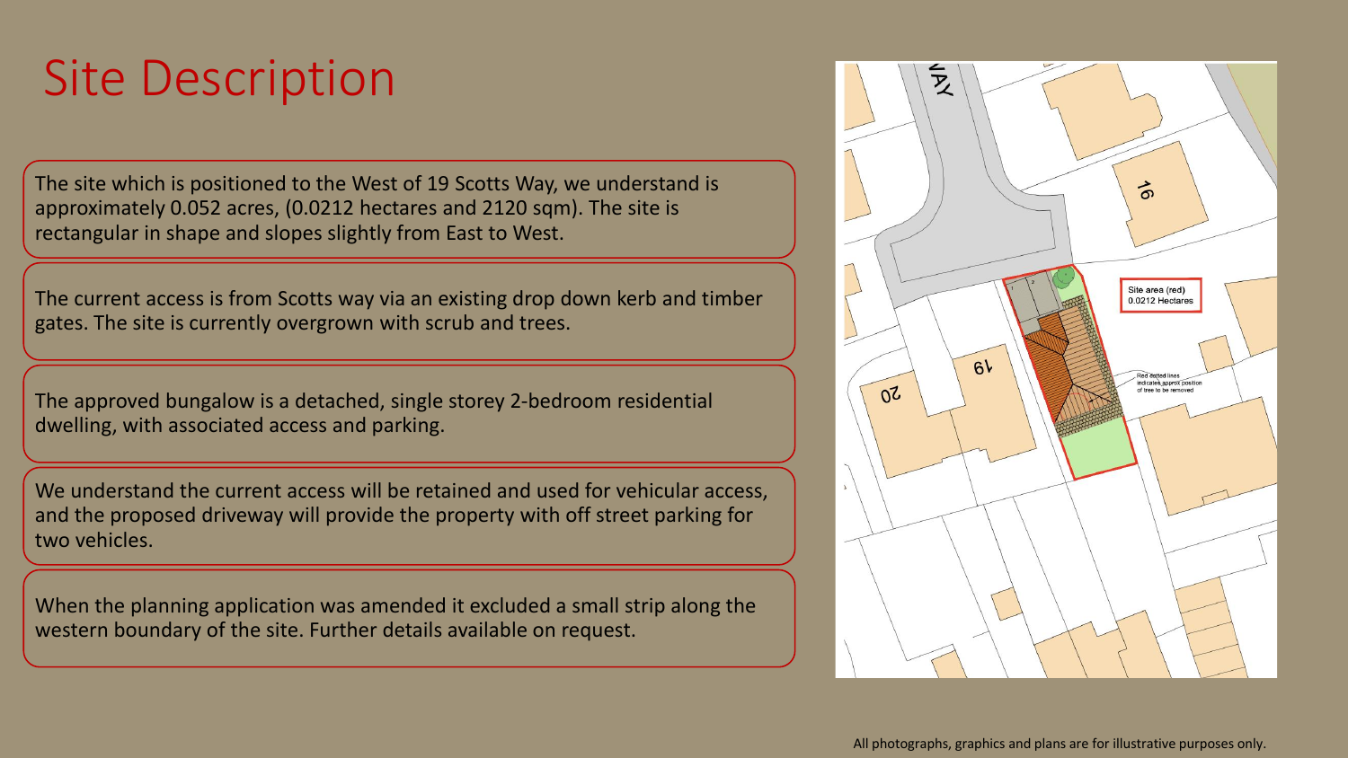# Site Description

The site which is positioned to the West of 19 Scotts Way, we understand is approximately 0.052 acres, (0.0212 hectares and 2120 sqm). The site is rectangular in shape and slopes slightly from East to West.

The current access is from Scotts way via an existing drop down kerb and timber gates. The site is currently overgrown with scrub and trees.

The approved bungalow is a detached, single storey 2-bedroom residential dwelling, with associated access and parking.

We understand the current access will be retained and used for vehicular access, and the proposed driveway will provide the property with off street parking for two vehicles.

When the planning application was amended it excluded a small strip along the western boundary of the site. Further details available on request.

All photographs, graphics and plans are for illustrative purposes only.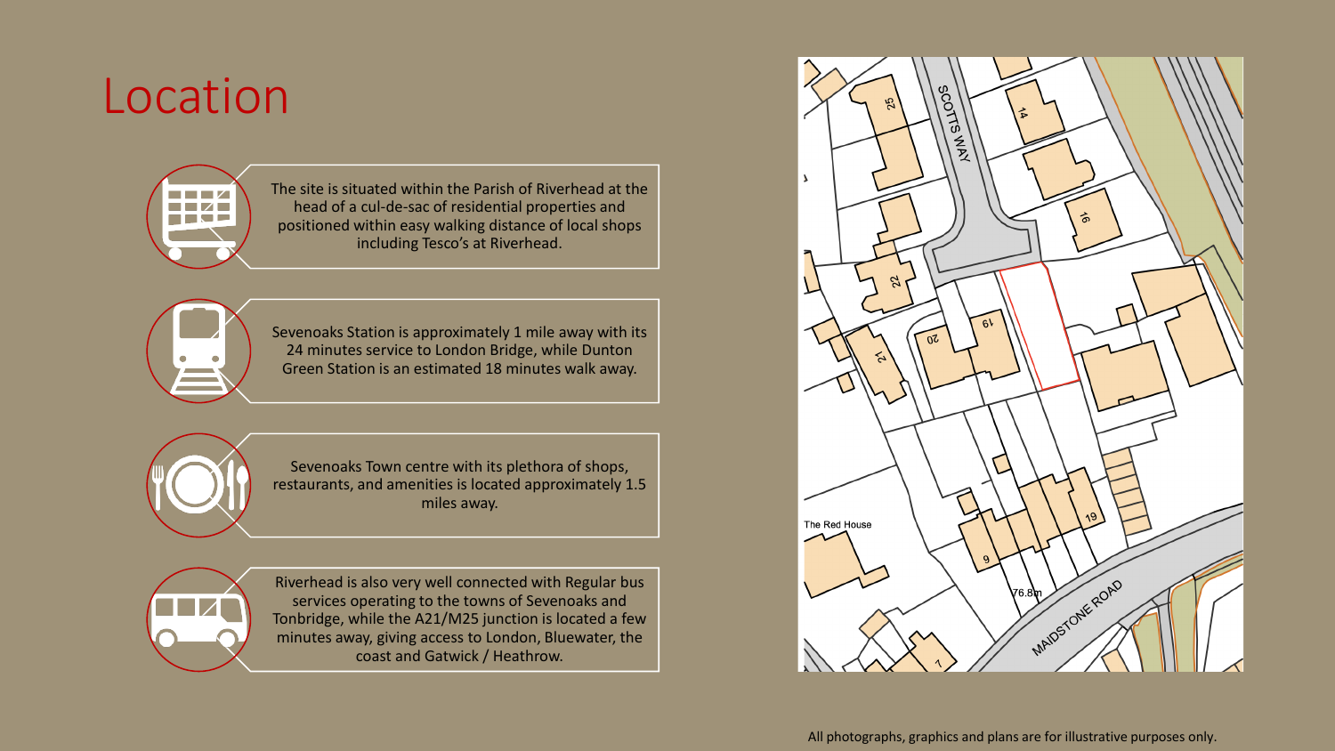# Location

The site is situated within the Parish of Riverhead at the head of a cul-de-sac of residential properties and positioned within easy walking distance of local shops including Tesco's at Riverhead.

Sevenoaks Station is approximately 1 mile away with its 24 minutes service to London Bridge, while Dunton Green Station is an estimated 18 minutes walk away.

Sevenoaks Town centre with its plethora of shops, restaurants, and amenities is located approximately 1.5 miles away.

Riverhead is also very well connected with Regular bus services operating to the towns of Sevenoaks and Tonbridge, while the A21/M25 junction is located a few minutes away, giving access to London, Bluewater, the coast and Gatwick / Heathrow.

All photographs, graphics and plans are for illustrative purposes only.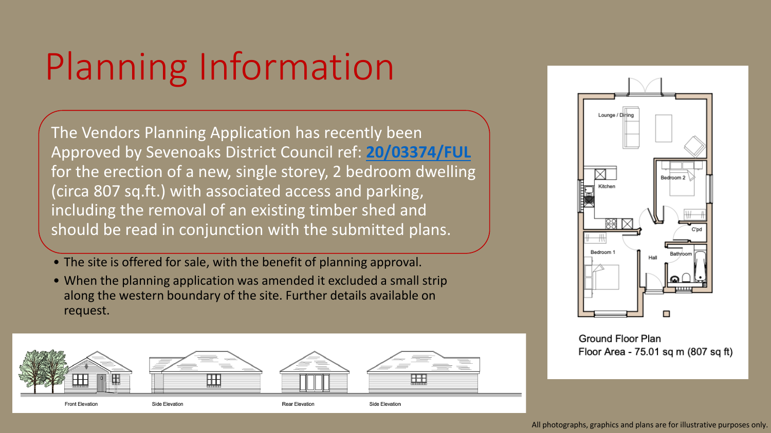# Planning Information

The Vendors Planning Application has recently been Approved by Sevenoaks District Council ref: **20/03374/FUL** for the erection of a new, single storey, 2 bedroom dwelling (circa 807 sq.ft.) with associated access and parking, including the removal of an existing timber shed and should be read in conjunction with the submitted plans.

- The site is offered for sale, with the benefit of planning approval.
- When the planning application was amended it excluded a small strip along the western boundary of the site. Further details available on request.

Front Elevation

Side Elevation

Rear Elevation

Side Elevation

Lounge / Dining

Kitchen

Bedroom 2

C'pd

Bedroom 1

Hall

Bathroom

Ground Floor Plan
Floor Area - 75.01 sq m (807 sq ft)

All photographs, graphics and plans are for illustrative purposes only.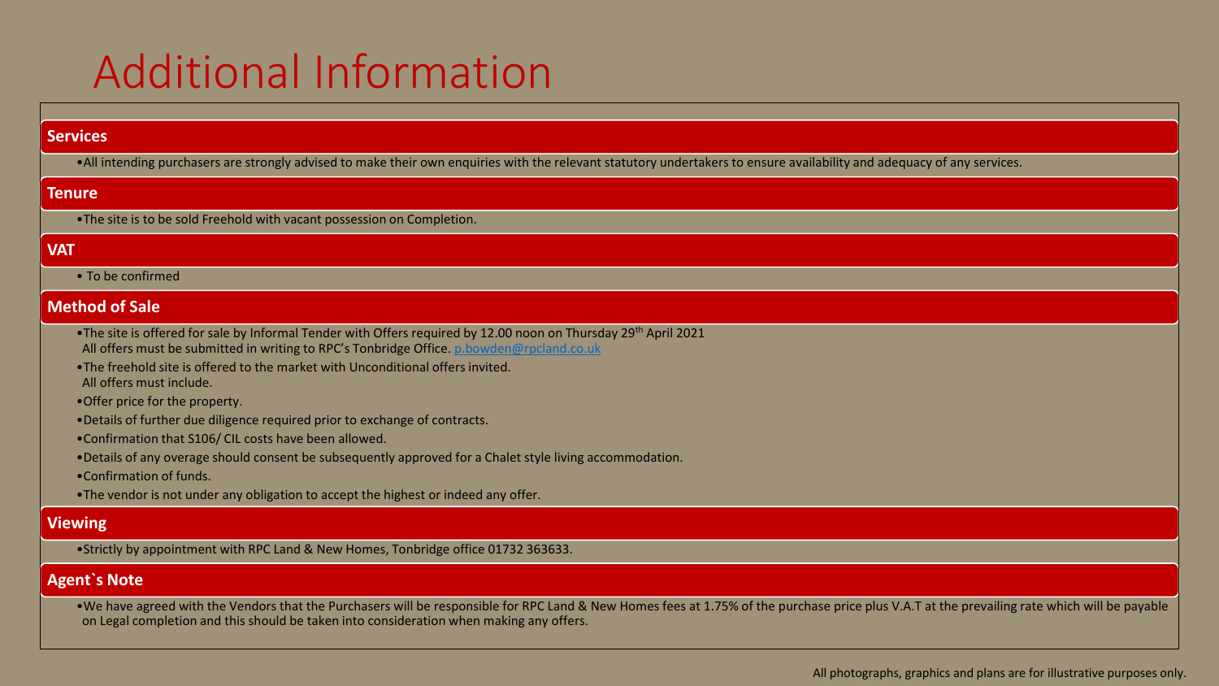# Additional Information

## Services

- All intending purchasers are strongly advised to make their own enquiries with the relevant statutory undertakers to ensure availability and adequacy of any services.

## Tenure

- The site is to be sold Freehold with vacant possession on Completion.

## VAT

- To be confirmed

## Method of Sale

- The site is offered for sale by Informal Tender with Offers required by 12.00 noon on Thursday 29th April 2021
  All offers must be submitted in writing to RPC's Tonbridge Office. p.bowden@rpcland.co.uk
- The freehold site is offered to the market with Unconditional offers invited.
  All offers must include.
- Offer price for the property.
- Details of further due diligence required prior to exchange of contracts.
- Confirmation that S106/ CIL costs have been allowed.
- Details of any overage should consent be subsequently approved for a Chalet style living accommodation.
- Confirmation of funds.
- The vendor is not under any obligation to accept the highest or indeed any offer.

## Viewing

- Strictly by appointment with RPC Land & New Homes, Tonbridge office 01732 363633.

## Agent`s Note

- We have agreed with the Vendors that the Purchasers will be responsible for RPC Land & New Homes fees at 1.75% of the purchase price plus V.A.T at the prevailing rate which will be payable on Legal completion and this should be taken into consideration when making any offers.

All photographs, graphics and plans are for illustrative purposes only.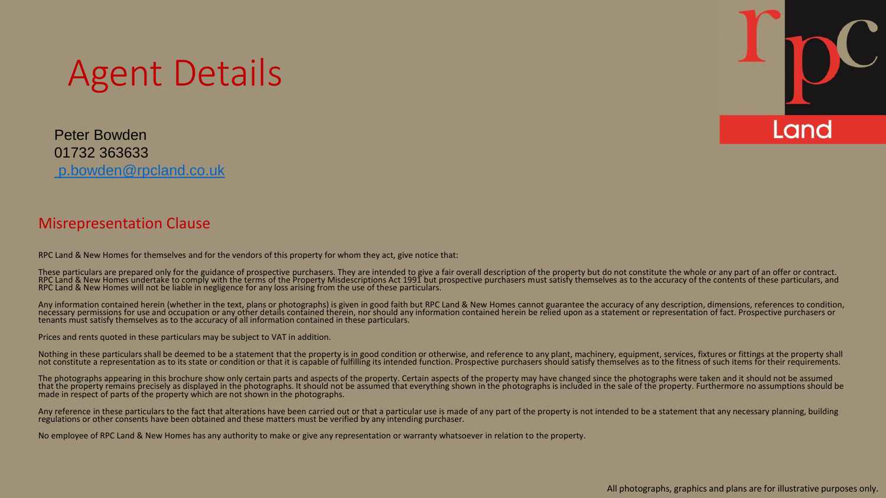# Agent Details

Peter Bowden
01732 363633
p.bowden@rpcland.co.uk

## Misrepresentation Clause

RPC Land & New Homes for themselves and for the vendors of this property for whom they act, give notice that:

These particulars are prepared only for the guidance of prospective purchasers. They are intended to give a fair overall description of the property but do not constitute the whole or any part of an offer or contract. RPC Land & New Homes undertake to comply with the terms of the Property Misdescriptions Act 1991 but prospective purchasers must satisfy themselves as to the accuracy of the contents of these particulars, and RPC Land & New Homes will not be liable in negligence for any loss arising from the use of these particulars.

Any information contained herein (whether in the text, plans or photographs) is given in good faith but RPC Land & New Homes cannot guarantee the accuracy of any description, dimensions, references to condition, necessary permissions for use and occupation or any other details contained therein, nor should any information contained herein be relied upon as a statement or representation of fact. Prospective purchasers or tenants must satisfy themselves as to the accuracy of all information contained in these particulars.

Prices and rents quoted in these particulars may be subject to VAT in addition.

Nothing in these particulars shall be deemed to be a statement that the property is in good condition or otherwise, and reference to any plant, machinery, equipment, services, fixtures or fittings at the property shall not constitute a representation as to its state or condition or that it is capable of fulfilling its intended function. Prospective purchasers should satisfy themselves as to the fitness of such items for their requirements.

The photographs appearing in this brochure show only certain parts and aspects of the property. Certain aspects of the property may have changed since the photographs were taken and it should not be assumed that the property remains precisely as displayed in the photographs. It should not be assumed that everything shown in the photographs is included in the sale of the property. Furthermore no assumptions should be made in respect of parts of the property which are not shown in the photographs.

Any reference in these particulars to the fact that alterations have been carried out or that a particular use is made of any part of the property is not intended to be a statement that any necessary planning, building regulations or other consents have been obtained and these matters must be verified by any intending purchaser.

No employee of RPC Land & New Homes has any authority to make or give any representation or warranty whatsoever in relation to the property.

All photographs, graphics and plans are for illustrative purposes only.